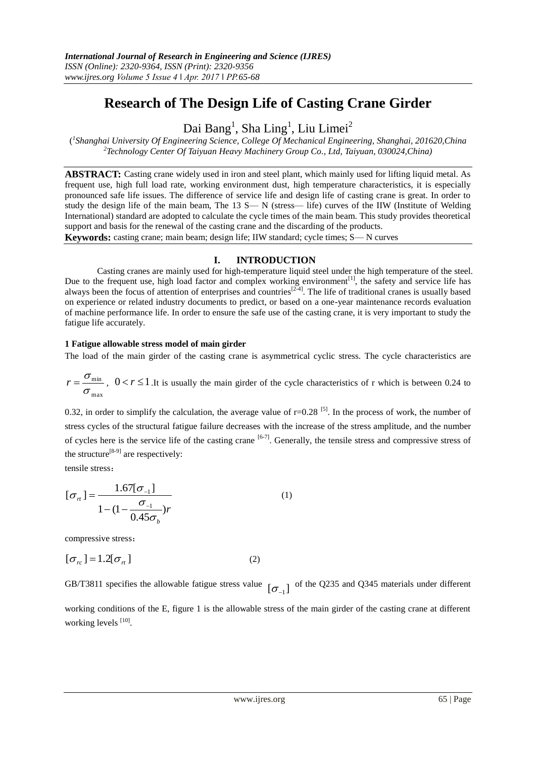# Research of The Design Life of Casting Crane Girder

Dai Bang[1], Sha Ling[1], Liu Limei[2]

([1]*Shanghai University Of Engineering Science, College Of Mechanical Engineering, Shanghai, 201620,China*
[2]*Technology Center Of Taiyuan Heavy Machinery Group Co., Ltd, Taiyuan, 030024,China)*

**ABSTRACT:** Casting crane widely used in iron and steel plant, which mainly used for lifting liquid metal. As frequent use, high full load rate, working environment dust, high temperature characteristics, it is especially pronounced safe life issues. The difference of service life and design life of casting crane is great. In order to study the design life of the main beam, The 13 S— N (stress— life) curves of the IIW (Institute of Welding International) standard are adopted to calculate the cycle times of the main beam. This study provides theoretical support and basis for the renewal of the casting crane and the discarding of the products.

**Keywords:** casting crane; main beam; design life; IIW standard; cycle times; S— N curves

## I. INTRODUCTION

Casting cranes are mainly used for high-temperature liquid steel under the high temperature of the steel. Due to the frequent use, high load factor and complex working environment[1], the safety and service life has always been the focus of attention of enterprises and countries[2-4]. The life of traditional cranes is usually based on experience or related industry documents to predict, or based on a one-year maintenance records evaluation of machine performance life. In order to ensure the safe use of the casting crane, it is very important to study the fatigue life accurately.

### 1 Fatigue allowable stress model of main girder

The load of the main girder of the casting crane is asymmetrical cyclic stress. The cycle characteristics are $r = \frac{\sigma_{\min}}{\sigma_{\max}}$, $0 < r \le 1$. It is usually the main girder of the cycle characteristics of r which is between 0.24 to 0.32, in order to simplify the calculation, the average value of r=0.28 [5]. In the process of work, the number of stress cycles of the structural fatigue failure decreases with the increase of the stress amplitude, and the number of cycles here is the service life of the casting crane [6-7]. Generally, the tensile stress and compressive stress of the structure[8-9] are respectively:

tensile stress：

$$[\sigma_{rt}] = \frac{1.67[\sigma_{-1}]}{1-(1-\frac{\sigma_{-1}}{0.45\sigma_b})r} \tag{1}$$

compressive stress：

$$[\sigma_{rc}] = 1.2[\sigma_{rt}] \tag{2}$$

GB/T3811 specifies the allowable fatigue stress value $[\sigma_{-1}]$ of the Q235 and Q345 materials under different working conditions of the E, figure 1 is the allowable stress of the main girder of the casting crane at different working levels [10].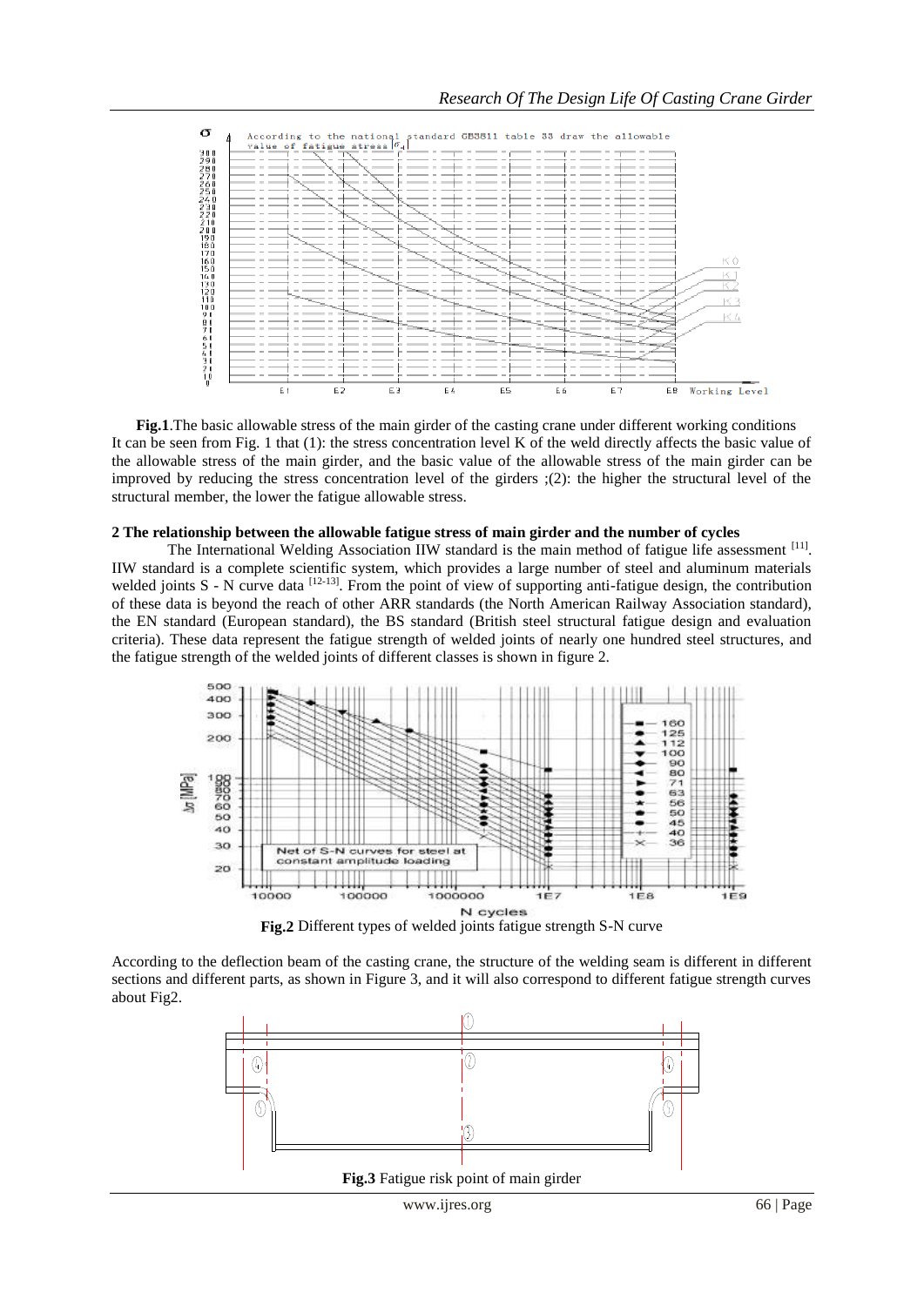**Fig.1**.The basic allowable stress of the main girder of the casting crane under different working conditions

It can be seen from Fig. 1 that (1): the stress concentration level K of the weld directly affects the basic value of the allowable stress of the main girder, and the basic value of the allowable stress of the main girder can be improved by reducing the stress concentration level of the girders ;(2): the higher the structural level of the structural member, the lower the fatigue allowable stress.

## 2 The relationship between the allowable fatigue stress of main girder and the number of cycles

The International Welding Association IIW standard is the main method of fatigue life assessment [11]. IIW standard is a complete scientific system, which provides a large number of steel and aluminum materials welded joints S - N curve data [12-13]. From the point of view of supporting anti-fatigue design, the contribution of these data is beyond the reach of other ARR standards (the North American Railway Association standard), the EN standard (European standard), the BS standard (British steel structural fatigue design and evaluation criteria). These data represent the fatigue strength of welded joints of nearly one hundred steel structures, and the fatigue strength of the welded joints of different classes is shown in figure 2.

**Fig.2** Different types of welded joints fatigue strength S-N curve

According to the deflection beam of the casting crane, the structure of the welding seam is different in different sections and different parts, as shown in Figure 3, and it will also correspond to different fatigue strength curves about Fig2.

**Fig.3** Fatigue risk point of main girder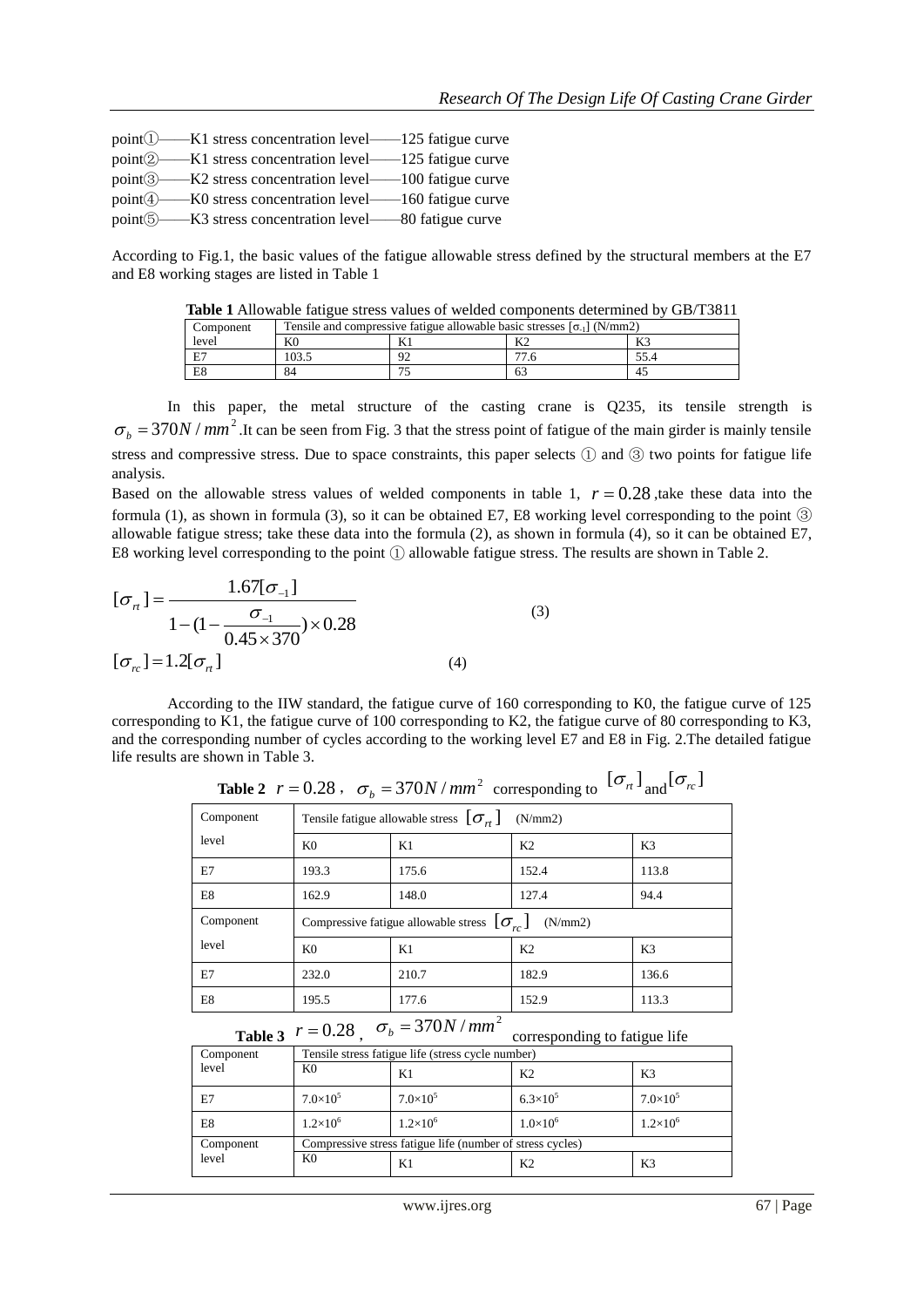point①——K1 stress concentration level——125 fatigue curve
point②——K1 stress concentration level——125 fatigue curve
point③——K2 stress concentration level——100 fatigue curve
point④——K0 stress concentration level——160 fatigue curve
point⑤——K3 stress concentration level——80 fatigue curve

According to Fig.1, the basic values of the fatigue allowable stress defined by the structural members at the E7 and E8 working stages are listed in Table 1

**Table 1** Allowable fatigue stress values of welded components determined by GB/T3811

| Component level | Tensile and compressive fatigue allowable basic stresses $[\sigma_{-1}]$ (N/mm2) | | | |
|---|---|---|---|---|
| | K0 | K1 | K2 | K3 |
| E7 | 103.5 | 92 | 77.6 | 55.4 |
| E8 | 84 | 75 | 63 | 45 |

In this paper, the metal structure of the casting crane is Q235, its tensile strength is $\sigma_b = 370N/mm^2$.It can be seen from Fig. 3 that the stress point of fatigue of the main girder is mainly tensile stress and compressive stress. Due to space constraints, this paper selects ① and ③ two points for fatigue life analysis.

Based on the allowable stress values of welded components in table 1, $r = 0.28$ ,take these data into the formula (1), as shown in formula (3), so it can be obtained E7, E8 working level corresponding to the point ③ allowable fatigue stress; take these data into the formula (2), as shown in formula (4), so it can be obtained E7, E8 working level corresponding to the point ① allowable fatigue stress. The results are shown in Table 2.

$$[\sigma_{rt}] = \frac{1.67[\sigma_{-1}]}{1-(1-\frac{\sigma_{-1}}{0.45\times370})\times0.28} \tag{3}$$

$$[\sigma_{rc}] = 1.2[\sigma_{rt}] \tag{4}$$

According to the IIW standard, the fatigue curve of 160 corresponding to K0, the fatigue curve of 125 corresponding to K1, the fatigue curve of 100 corresponding to K2, the fatigue curve of 80 corresponding to K3, and the corresponding number of cycles according to the working level E7 and E8 in Fig. 2.The detailed fatigue life results are shown in Table 3.

**Table 2** $r = 0.28$ , $\sigma_b = 370N/mm^2$ corresponding to $[\sigma_{rt}]$ and $[\sigma_{rc}]$

| Component level | Tensile fatigue allowable stress $[\sigma_{rt}]$ (N/mm2) | | | |
|---|---|---|---|---|
| | K0 | K1 | K2 | K3 |
| E7 | 193.3 | 175.6 | 152.4 | 113.8 |
| E8 | 162.9 | 148.0 | 127.4 | 94.4 |
| Component level | Compressive fatigue allowable stress $[\sigma_{rc}]$ (N/mm2) | | | |
| | K0 | K1 | K2 | K3 |
| E7 | 232.0 | 210.7 | 182.9 | 136.6 |
| E8 | 195.5 | 177.6 | 152.9 | 113.3 |

**Table 3** $r = 0.28$ , $\sigma_b = 370N/mm^2$ corresponding to fatigue life

| Component level | Tensile stress fatigue life (stress cycle number) | | | |
|---|---|---|---|---|
| | K0 | K1 | K2 | K3 |
| E7 | $7.0\times10^5$ | $7.0\times10^5$ | $6.3\times10^5$ | $7.0\times10^5$ |
| E8 | $1.2\times10^6$ | $1.2\times10^6$ | $1.0\times10^6$ | $1.2\times10^6$ |
| Component level | Compressive stress fatigue life (number of stress cycles) | | | |
| | K0 | K1 | K2 | K3 |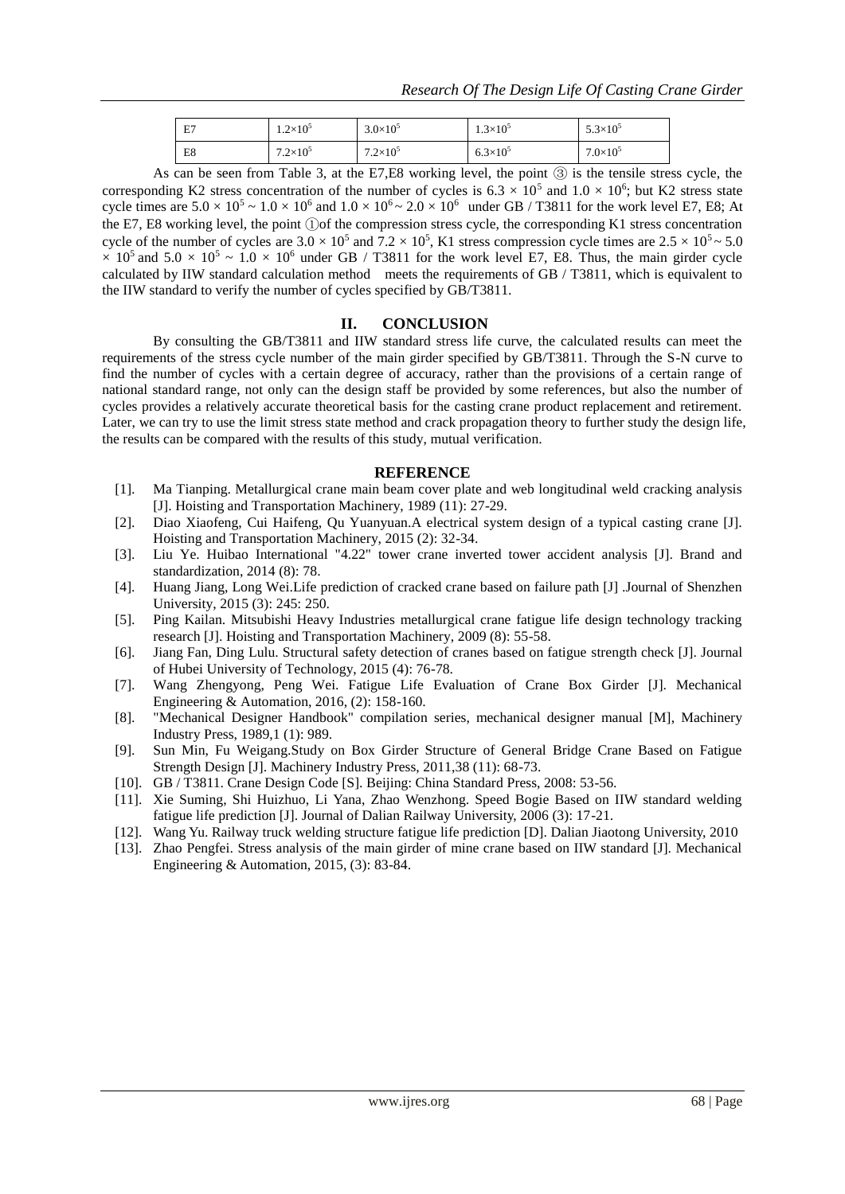| | | | | |
|---|---|---|---|---|
| E7 | $1.2\times10^5$ | $3.0\times10^5$ | $1.3\times10^5$ | $5.3\times10^5$ |
| E8 | $7.2\times10^5$ | $7.2\times10^5$ | $6.3\times10^5$ | $7.0\times10^5$ |

As can be seen from Table 3, at the E7,E8 working level, the point ③ is the tensile stress cycle, the corresponding K2 stress concentration of the number of cycles is $6.3 \times 10^5$ and $1.0 \times 10^6$; but K2 stress state cycle times are $5.0 \times 10^5 \sim 1.0 \times 10^6$ and $1.0 \times 10^6 \sim 2.0 \times 10^6$ under GB / T3811 for the work level E7, E8; At the E7, E8 working level, the point ①of the compression stress cycle, the corresponding K1 stress concentration cycle of the number of cycles are $3.0 \times 10^5$ and $7.2 \times 10^5$, K1 stress compression cycle times are $2.5 \times 10^5 \sim 5.0 \times 10^5$ and $5.0 \times 10^5 \sim 1.0 \times 10^6$ under GB / T3811 for the work level E7, E8. Thus, the main girder cycle calculated by IIW standard calculation method meets the requirements of GB / T3811, which is equivalent to the IIW standard to verify the number of cycles specified by GB/T3811.

## II. CONCLUSION

By consulting the GB/T3811 and IIW standard stress life curve, the calculated results can meet the requirements of the stress cycle number of the main girder specified by GB/T3811. Through the S-N curve to find the number of cycles with a certain degree of accuracy, rather than the provisions of a certain range of national standard range, not only can the design staff be provided by some references, but also the number of cycles provides a relatively accurate theoretical basis for the casting crane product replacement and retirement. Later, we can try to use the limit stress state method and crack propagation theory to further study the design life, the results can be compared with the results of this study, mutual verification.

## REFERENCE

[1]. Ma Tianping. Metallurgical crane main beam cover plate and web longitudinal weld cracking analysis [J]. Hoisting and Transportation Machinery, 1989 (11): 27-29.

[2]. Diao Xiaofeng, Cui Haifeng, Qu Yuanyuan.A electrical system design of a typical casting crane [J]. Hoisting and Transportation Machinery, 2015 (2): 32-34.

[3]. Liu Ye. Huibao International "4.22" tower crane inverted tower accident analysis [J]. Brand and standardization, 2014 (8): 78.

[4]. Huang Jiang, Long Wei.Life prediction of cracked crane based on failure path [J] .Journal of Shenzhen University, 2015 (3): 245: 250.

[5]. Ping Kailan. Mitsubishi Heavy Industries metallurgical crane fatigue life design technology tracking research [J]. Hoisting and Transportation Machinery, 2009 (8): 55-58.

[6]. Jiang Fan, Ding Lulu. Structural safety detection of cranes based on fatigue strength check [J]. Journal of Hubei University of Technology, 2015 (4): 76-78.

[7]. Wang Zhengyong, Peng Wei. Fatigue Life Evaluation of Crane Box Girder [J]. Mechanical Engineering & Automation, 2016, (2): 158-160.

[8]. "Mechanical Designer Handbook" compilation series, mechanical designer manual [M], Machinery Industry Press, 1989,1 (1): 989.

[9]. Sun Min, Fu Weigang.Study on Box Girder Structure of General Bridge Crane Based on Fatigue Strength Design [J]. Machinery Industry Press, 2011,38 (11): 68-73.

[10]. GB / T3811. Crane Design Code [S]. Beijing: China Standard Press, 2008: 53-56.

[11]. Xie Suming, Shi Huizhuo, Li Yana, Zhao Wenzhong. Speed Bogie Based on IIW standard welding fatigue life prediction [J]. Journal of Dalian Railway University, 2006 (3): 17-21.

[12]. Wang Yu. Railway truck welding structure fatigue life prediction [D]. Dalian Jiaotong University, 2010

[13]. Zhao Pengfei. Stress analysis of the main girder of mine crane based on IIW standard [J]. Mechanical Engineering & Automation, 2015, (3): 83-84.